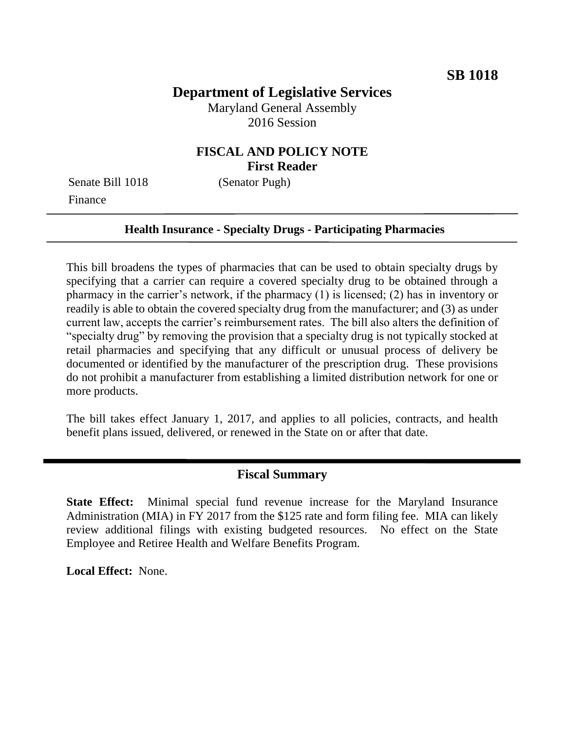**SB 1018**

# Department of Legislative Services

Maryland General Assembly
2016 Session

## FISCAL AND POLICY NOTE
**First Reader**

Senate Bill 1018 (Senator Pugh)
Finance

---

**Health Insurance - Specialty Drugs - Participating Pharmacies**

---

This bill broadens the types of pharmacies that can be used to obtain specialty drugs by specifying that a carrier can require a covered specialty drug to be obtained through a pharmacy in the carrier's network, if the pharmacy (1) is licensed; (2) has in inventory or readily is able to obtain the covered specialty drug from the manufacturer; and (3) as under current law, accepts the carrier's reimbursement rates. The bill also alters the definition of "specialty drug" by removing the provision that a specialty drug is not typically stocked at retail pharmacies and specifying that any difficult or unusual process of delivery be documented or identified by the manufacturer of the prescription drug. These provisions do not prohibit a manufacturer from establishing a limited distribution network for one or more products.

The bill takes effect January 1, 2017, and applies to all policies, contracts, and health benefit plans issued, delivered, or renewed in the State on or after that date.

---

## Fiscal Summary

**State Effect:** Minimal special fund revenue increase for the Maryland Insurance Administration (MIA) in FY 2017 from the $125 rate and form filing fee. MIA can likely review additional filings with existing budgeted resources. No effect on the State Employee and Retiree Health and Welfare Benefits Program.

**Local Effect:** None.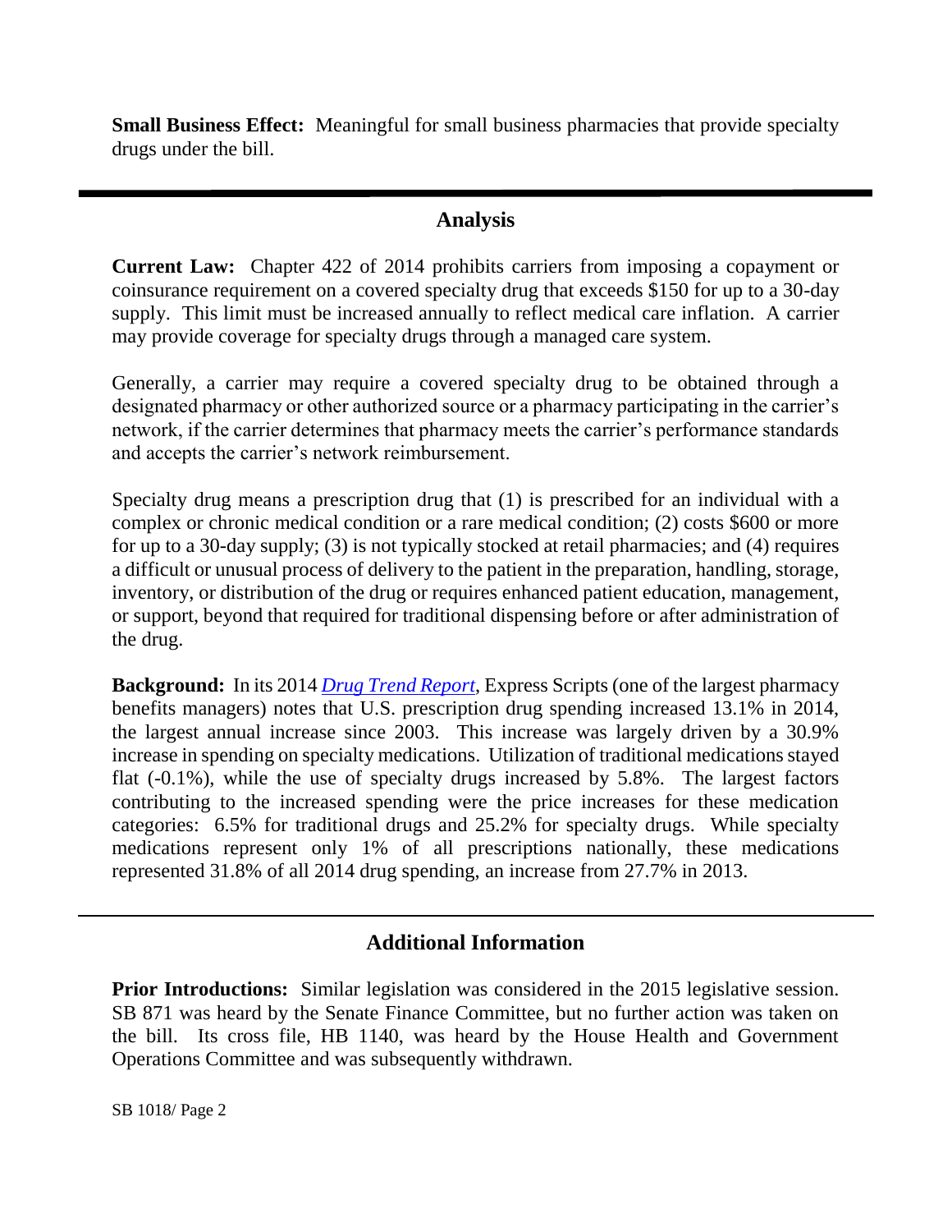**Small Business Effect:** Meaningful for small business pharmacies that provide specialty drugs under the bill.

## Analysis

**Current Law:** Chapter 422 of 2014 prohibits carriers from imposing a copayment or coinsurance requirement on a covered specialty drug that exceeds $150 for up to a 30-day supply. This limit must be increased annually to reflect medical care inflation. A carrier may provide coverage for specialty drugs through a managed care system.

Generally, a carrier may require a covered specialty drug to be obtained through a designated pharmacy or other authorized source or a pharmacy participating in the carrier's network, if the carrier determines that pharmacy meets the carrier's performance standards and accepts the carrier's network reimbursement.

Specialty drug means a prescription drug that (1) is prescribed for an individual with a complex or chronic medical condition or a rare medical condition; (2) costs $600 or more for up to a 30-day supply; (3) is not typically stocked at retail pharmacies; and (4) requires a difficult or unusual process of delivery to the patient in the preparation, handling, storage, inventory, or distribution of the drug or requires enhanced patient education, management, or support, beyond that required for traditional dispensing before or after administration of the drug.

**Background:** In its 2014 *Drug Trend Report*, Express Scripts (one of the largest pharmacy benefits managers) notes that U.S. prescription drug spending increased 13.1% in 2014, the largest annual increase since 2003. This increase was largely driven by a 30.9% increase in spending on specialty medications. Utilization of traditional medications stayed flat (-0.1%), while the use of specialty drugs increased by 5.8%. The largest factors contributing to the increased spending were the price increases for these medication categories: 6.5% for traditional drugs and 25.2% for specialty drugs. While specialty medications represent only 1% of all prescriptions nationally, these medications represented 31.8% of all 2014 drug spending, an increase from 27.7% in 2013.

## Additional Information

**Prior Introductions:** Similar legislation was considered in the 2015 legislative session. SB 871 was heard by the Senate Finance Committee, but no further action was taken on the bill. Its cross file, HB 1140, was heard by the House Health and Government Operations Committee and was subsequently withdrawn.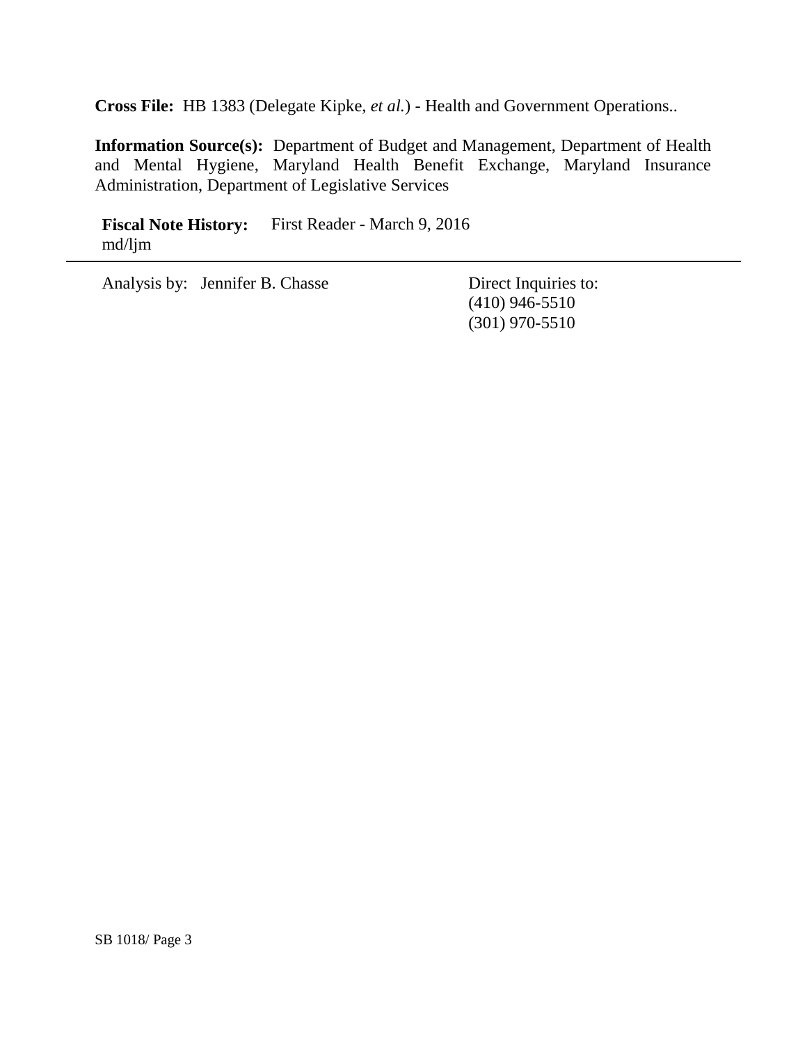**Cross File:** HB 1383 (Delegate Kipke, *et al.*) - Health and Government Operations..

**Information Source(s):** Department of Budget and Management, Department of Health and Mental Hygiene, Maryland Health Benefit Exchange, Maryland Insurance Administration, Department of Legislative Services

**Fiscal Note History:** First Reader - March 9, 2016
md/ljm

---

Analysis by: Jennifer B. Chasse

Direct Inquiries to:
(410) 946-5510
(301) 970-5510